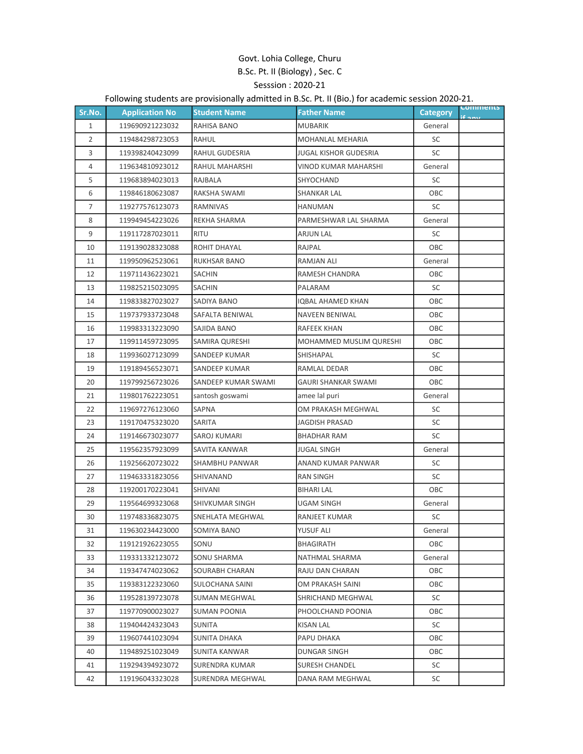Govt. Lohia College, Churu

B.Sc. Pt. II (Biology) , Sec. C

Sesssion : 2020-21

Following students are provisionally admitted in B.Sc. Pt. II (Bio.) for academic session 2020-21.

| Sr.No. | Application No | Student Name | Father Name | Category | Comments if any |
|---|---|---|---|---|---|
| 1 | 119690921223032 | RAHISA BANO | MUBARIK | General | |
| 2 | 119484298723053 | RAHUL | MOHANLAL MEHARIA | SC | |
| 3 | 119398240423099 | RAHUL GUDESRIA | JUGAL KISHOR GUDESRIA | SC | |
| 4 | 119634810923012 | RAHUL MAHARSHI | VINOD KUMAR MAHARSHI | General | |
| 5 | 119683894023013 | RAJBALA | SHYOCHAND | SC | |
| 6 | 119846180623087 | RAKSHA SWAMI | SHANKAR LAL | OBC | |
| 7 | 119277576123073 | RAMNIVAS | HANUMAN | SC | |
| 8 | 119949454223026 | REKHA SHARMA | PARMESHWAR LAL SHARMA | General | |
| 9 | 119117287023011 | RITU | ARJUN LAL | SC | |
| 10 | 119139028323088 | ROHIT DHAYAL | RAJPAL | OBC | |
| 11 | 119950962523061 | RUKHSAR BANO | RAMJAN ALI | General | |
| 12 | 119711436223021 | SACHIN | RAMESH CHANDRA | OBC | |
| 13 | 119825215023095 | SACHIN | PALARAM | SC | |
| 14 | 119833827023027 | SADIYA BANO | IQBAL AHAMED KHAN | OBC | |
| 15 | 119737933723048 | SAFALTA BENIWAL | NAVEEN BENIWAL | OBC | |
| 16 | 119983313223090 | SAJIDA BANO | RAFEEK KHAN | OBC | |
| 17 | 119911459723095 | SAMIRA QURESHI | MOHAMMED MUSLIM QURESHI | OBC | |
| 18 | 119936027123099 | SANDEEP KUMAR | SHISHAPAL | SC | |
| 19 | 119189456523071 | SANDEEP KUMAR | RAMLAL DEDAR | OBC | |
| 20 | 119799256723026 | SANDEEP KUMAR SWAMI | GAURI SHANKAR SWAMI | OBC | |
| 21 | 119801762223051 | santosh goswami | amee lal puri | General | |
| 22 | 119697276123060 | SAPNA | OM PRAKASH MEGHWAL | SC | |
| 23 | 119170475323020 | SARITA | JAGDISH PRASAD | SC | |
| 24 | 119146673023077 | SAROJ KUMARI | BHADHAR RAM | SC | |
| 25 | 119562357923099 | SAVITA KANWAR | JUGAL SINGH | General | |
| 26 | 119256620723022 | SHAMBHU PANWAR | ANAND KUMAR PANWAR | SC | |
| 27 | 119463331823056 | SHIVANAND | RAN SINGH | SC | |
| 28 | 119200170223041 | SHIVANI | BIHARI LAL | OBC | |
| 29 | 119564699323068 | SHIVKUMAR SINGH | UGAM SINGH | General | |
| 30 | 119748336823075 | SNEHLATA MEGHWAL | RANJEET KUMAR | SC | |
| 31 | 119630234423000 | SOMIYA BANO | YUSUF ALI | General | |
| 32 | 119121926223055 | SONU | BHAGIRATH | OBC | |
| 33 | 119331332123072 | SONU SHARMA | NATHMAL SHARMA | General | |
| 34 | 119347474023062 | SOURABH CHARAN | RAJU DAN CHARAN | OBC | |
| 35 | 119383122323060 | SULOCHANA SAINI | OM PRAKASH SAINI | OBC | |
| 36 | 119528139723078 | SUMAN MEGHWAL | SHRICHAND MEGHWAL | SC | |
| 37 | 119770900023027 | SUMAN POONIA | PHOOLCHAND POONIA | OBC | |
| 38 | 119404424323043 | SUNITA | KISAN LAL | SC | |
| 39 | 119607441023094 | SUNITA DHAKA | PAPU DHAKA | OBC | |
| 40 | 119489251023049 | SUNITA KANWAR | DUNGAR SINGH | OBC | |
| 41 | 119294394923072 | SURENDRA KUMAR | SURESH CHANDEL | SC | |
| 42 | 119196043323028 | SURENDRA MEGHWAL | DANA RAM MEGHWAL | SC | |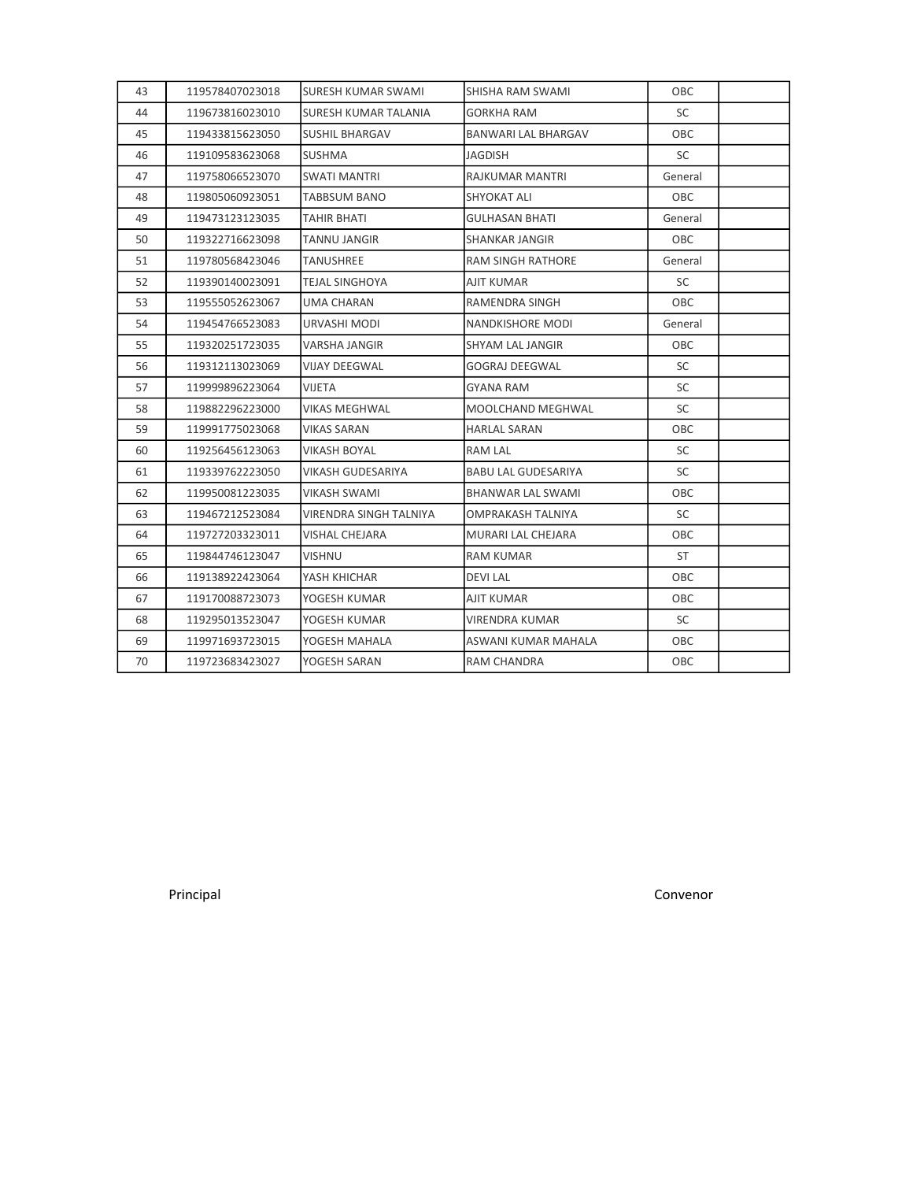| | | | | | |
|---|---|---|---|---|---|
| 43 | 119578407023018 | SURESH KUMAR SWAMI | SHISHA RAM SWAMI | OBC | |
| 44 | 119673816023010 | SURESH KUMAR TALANIA | GORKHA RAM | SC | |
| 45 | 119433815623050 | SUSHIL BHARGAV | BANWARI LAL BHARGAV | OBC | |
| 46 | 119109583623068 | SUSHMA | JAGDISH | SC | |
| 47 | 119758066523070 | SWATI MANTRI | RAJKUMAR MANTRI | General | |
| 48 | 119805060923051 | TABBSUM BANO | SHYOKAT ALI | OBC | |
| 49 | 119473123123035 | TAHIR BHATI | GULHASAN BHATI | General | |
| 50 | 119322716623098 | TANNU JANGIR | SHANKAR JANGIR | OBC | |
| 51 | 119780568423046 | TANUSHREE | RAM SINGH RATHORE | General | |
| 52 | 119390140023091 | TEJAL SINGHOYA | AJIT KUMAR | SC | |
| 53 | 119555052623067 | UMA CHARAN | RAMENDRA SINGH | OBC | |
| 54 | 119454766523083 | URVASHI MODI | NANDKISHORE MODI | General | |
| 55 | 119320251723035 | VARSHA JANGIR | SHYAM LAL JANGIR | OBC | |
| 56 | 119312113023069 | VIJAY DEEGWAL | GOGRAJ DEEGWAL | SC | |
| 57 | 119999896223064 | VIJETA | GYANA RAM | SC | |
| 58 | 119882296223000 | VIKAS MEGHWAL | MOOLCHAND MEGHWAL | SC | |
| 59 | 119991775023068 | VIKAS SARAN | HARLAL SARAN | OBC | |
| 60 | 119256456123063 | VIKASH BOYAL | RAM LAL | SC | |
| 61 | 119339762223050 | VIKASH GUDESARIYA | BABU LAL GUDESARIYA | SC | |
| 62 | 119950081223035 | VIKASH SWAMI | BHANWAR LAL SWAMI | OBC | |
| 63 | 119467212523084 | VIRENDRA SINGH TALNIYA | OMPRAKASH TALNIYA | SC | |
| 64 | 119727203323011 | VISHAL CHEJARA | MURARI LAL CHEJARA | OBC | |
| 65 | 119844746123047 | VISHNU | RAM KUMAR | ST | |
| 66 | 119138922423064 | YASH KHICHAR | DEVI LAL | OBC | |
| 67 | 119170088723073 | YOGESH KUMAR | AJIT KUMAR | OBC | |
| 68 | 119295013523047 | YOGESH KUMAR | VIRENDRA KUMAR | SC | |
| 69 | 119971693723015 | YOGESH MAHALA | ASWANI KUMAR MAHALA | OBC | |
| 70 | 119723683423027 | YOGESH SARAN | RAM CHANDRA | OBC | |

Principal

Convenor